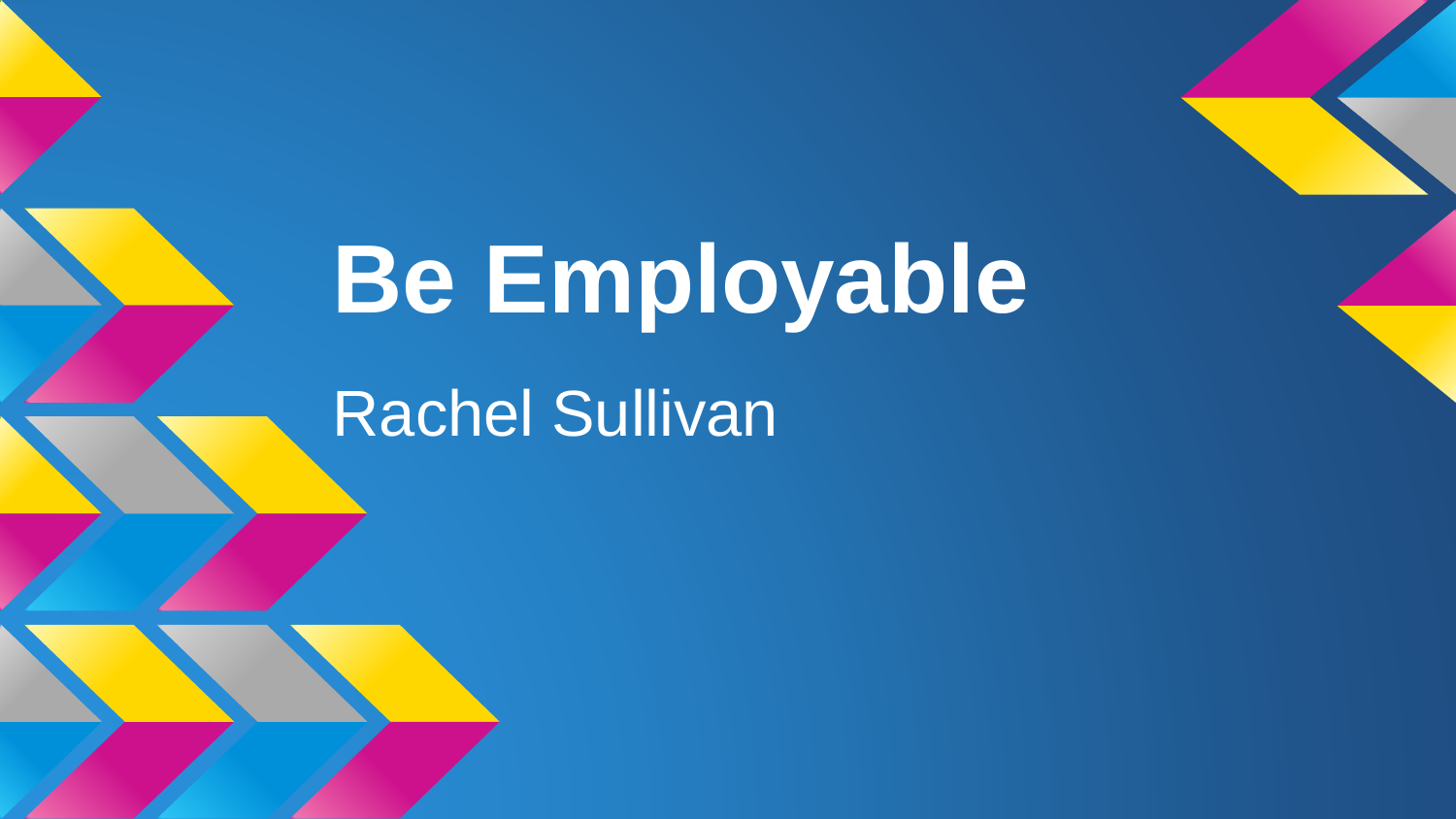# Be Employable

Rachel Sullivan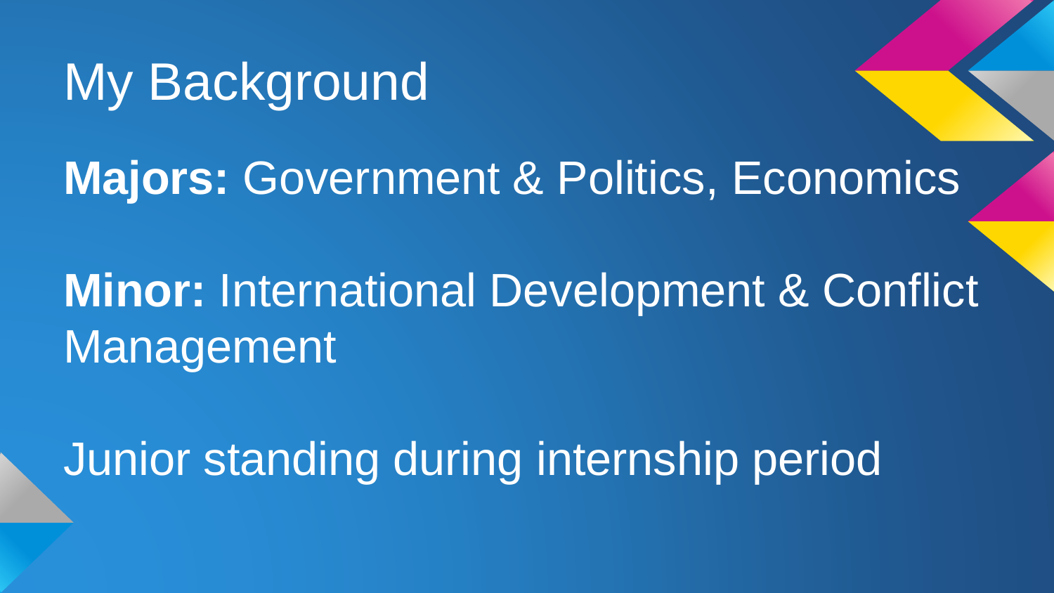# My Background

**Majors:** Government & Politics, Economics

**Minor:** International Development & Conflict Management

Junior standing during internship period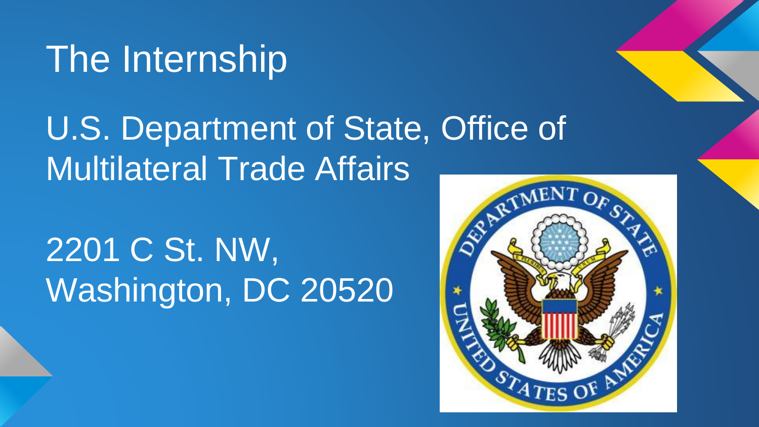# The Internship

U.S. Department of State, Office of Multilateral Trade Affairs

2201 C St. NW,
Washington, DC 20520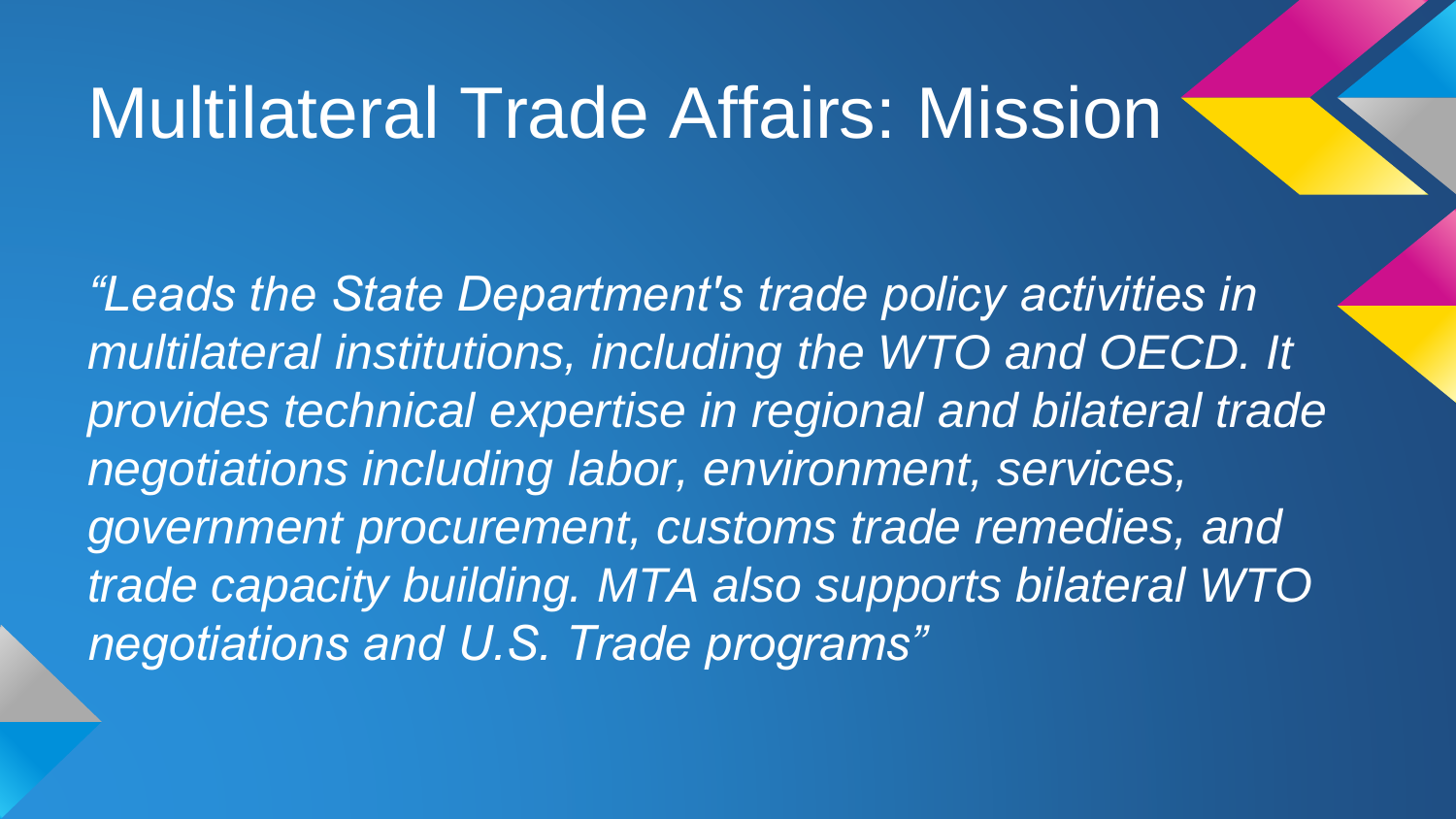# Multilateral Trade Affairs: Mission

*"Leads the State Department's trade policy activities in multilateral institutions, including the WTO and OECD. It provides technical expertise in regional and bilateral trade negotiations including labor, environment, services, government procurement, customs trade remedies, and trade capacity building. MTA also supports bilateral WTO negotiations and U.S. Trade programs"*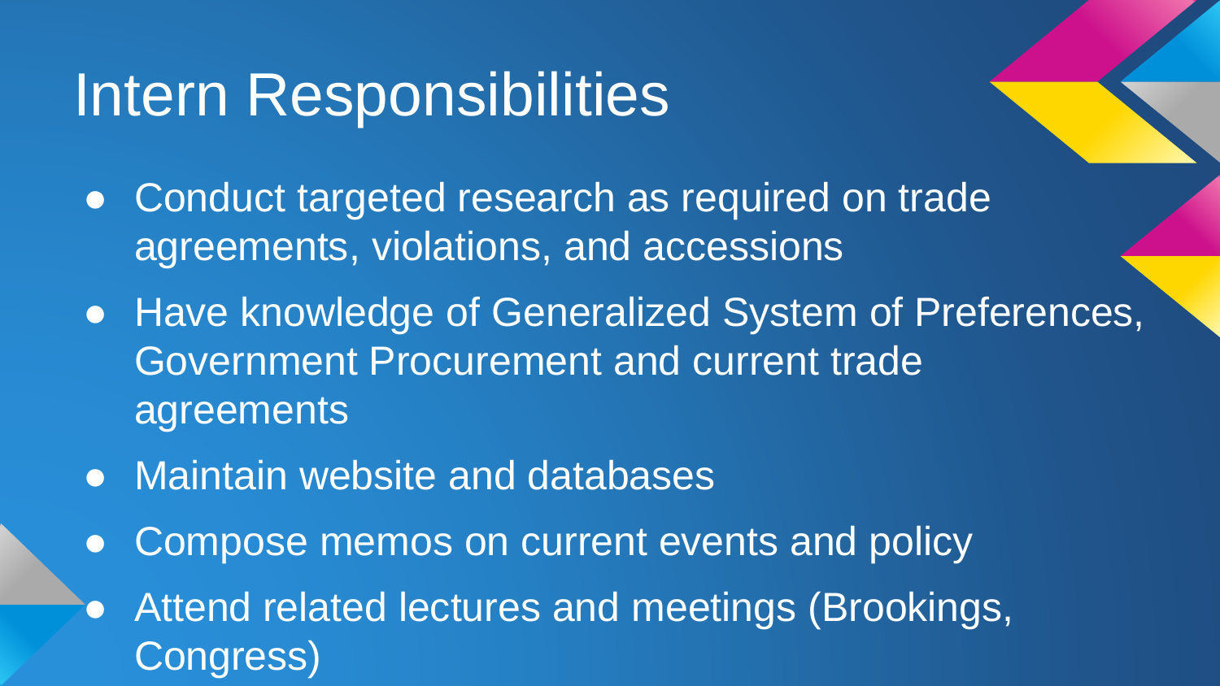# Intern Responsibilities

- Conduct targeted research as required on trade agreements, violations, and accessions
- Have knowledge of Generalized System of Preferences, Government Procurement and current trade agreements
- Maintain website and databases
- Compose memos on current events and policy
- Attend related lectures and meetings (Brookings, Congress)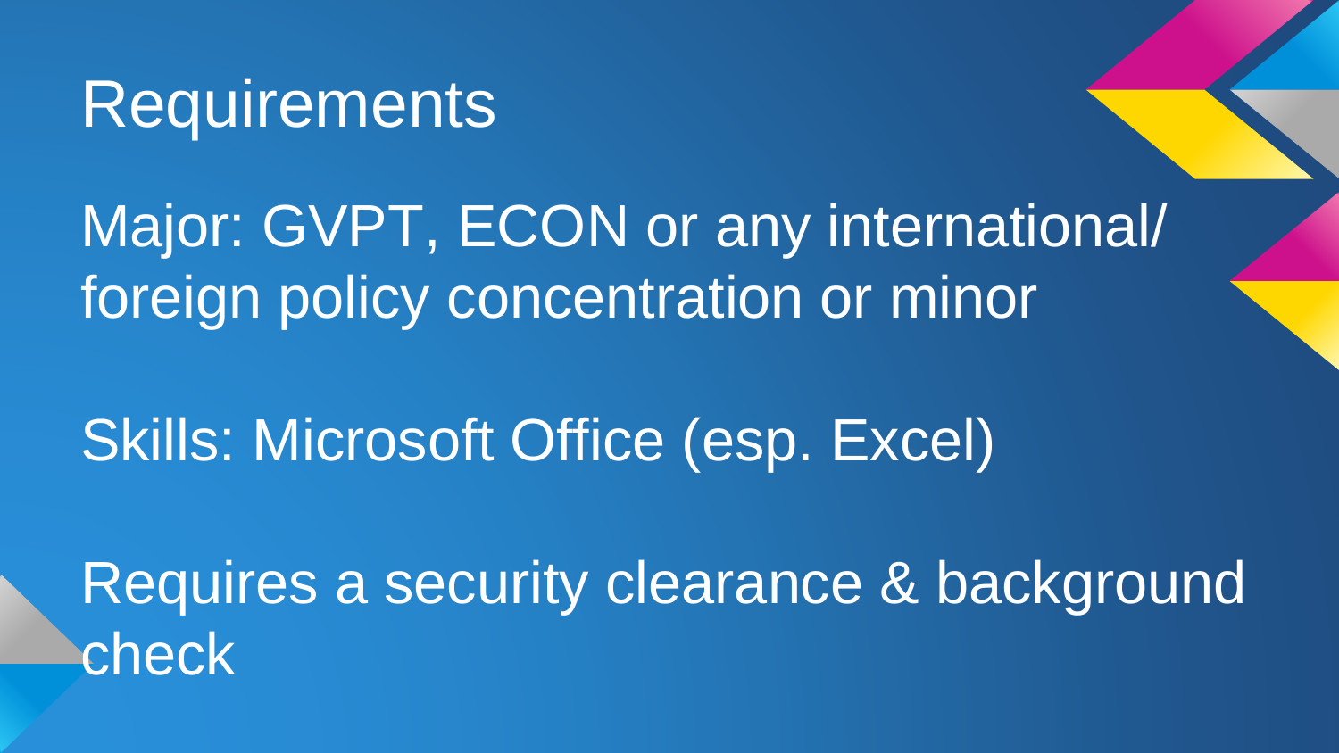# Requirements

Major: GVPT, ECON or any international/ foreign policy concentration or minor

Skills: Microsoft Office (esp. Excel)

Requires a security clearance & background check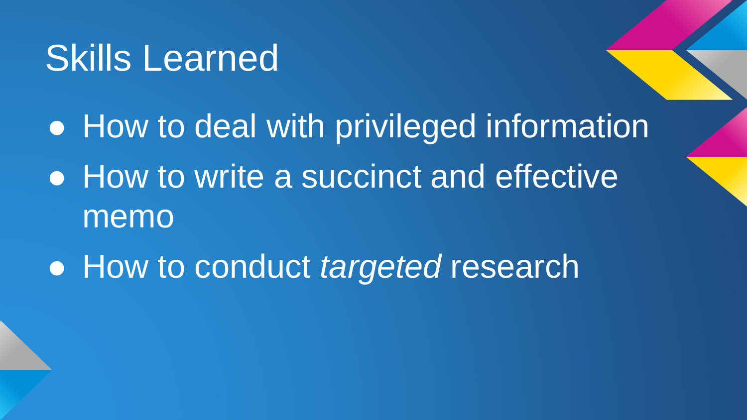# Skills Learned

- How to deal with privileged information
- How to write a succinct and effective memo
- How to conduct *targeted* research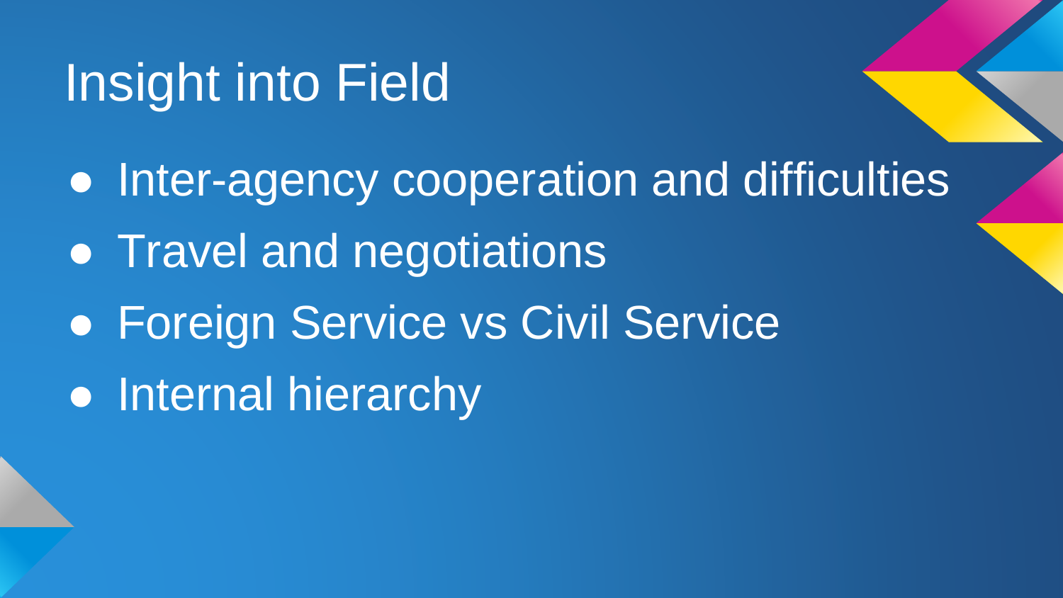# Insight into Field

- Inter-agency cooperation and difficulties
- Travel and negotiations
- Foreign Service vs Civil Service
- Internal hierarchy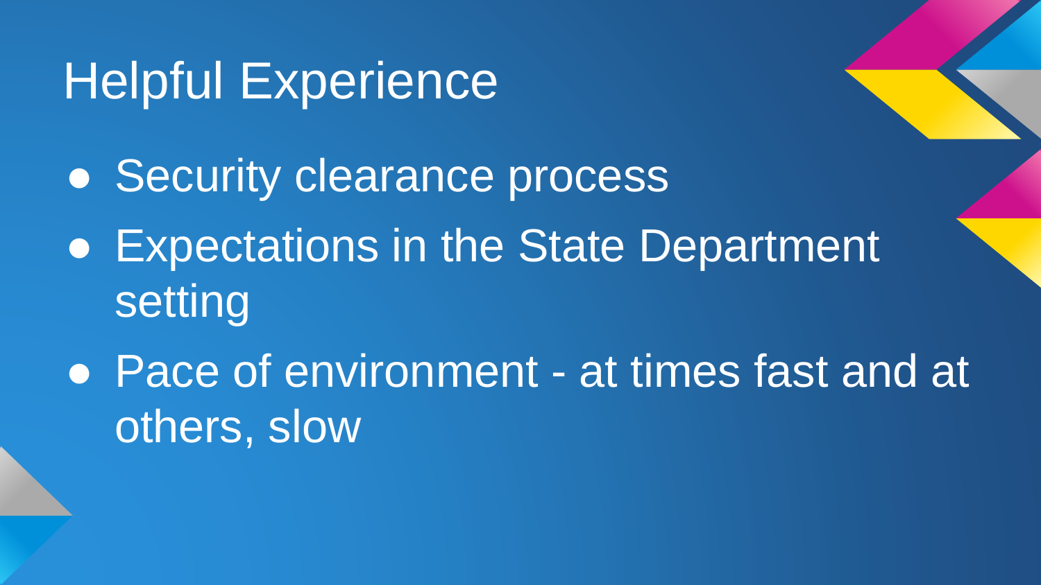# Helpful Experience

- Security clearance process
- Expectations in the State Department setting
- Pace of environment - at times fast and at others, slow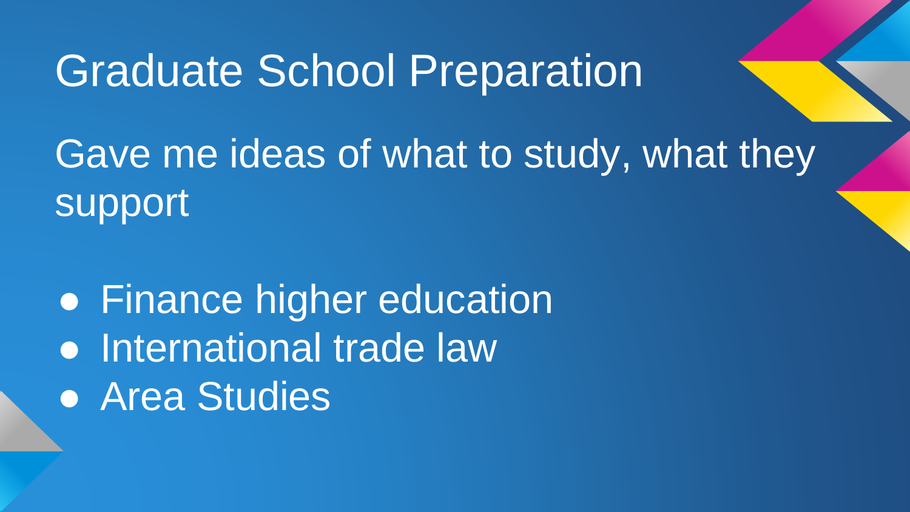# Graduate School Preparation

Gave me ideas of what to study, what they support

- Finance higher education
- International trade law
- Area Studies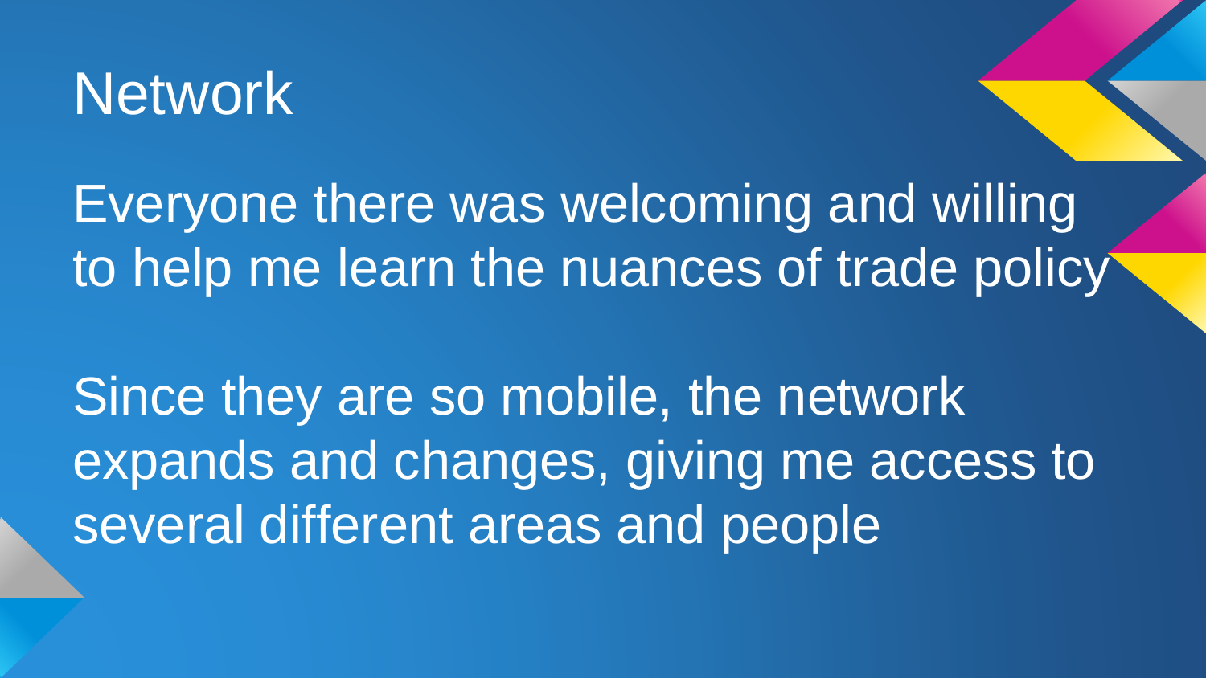# Network

Everyone there was welcoming and willing to help me learn the nuances of trade policy

Since they are so mobile, the network expands and changes, giving me access to several different areas and people